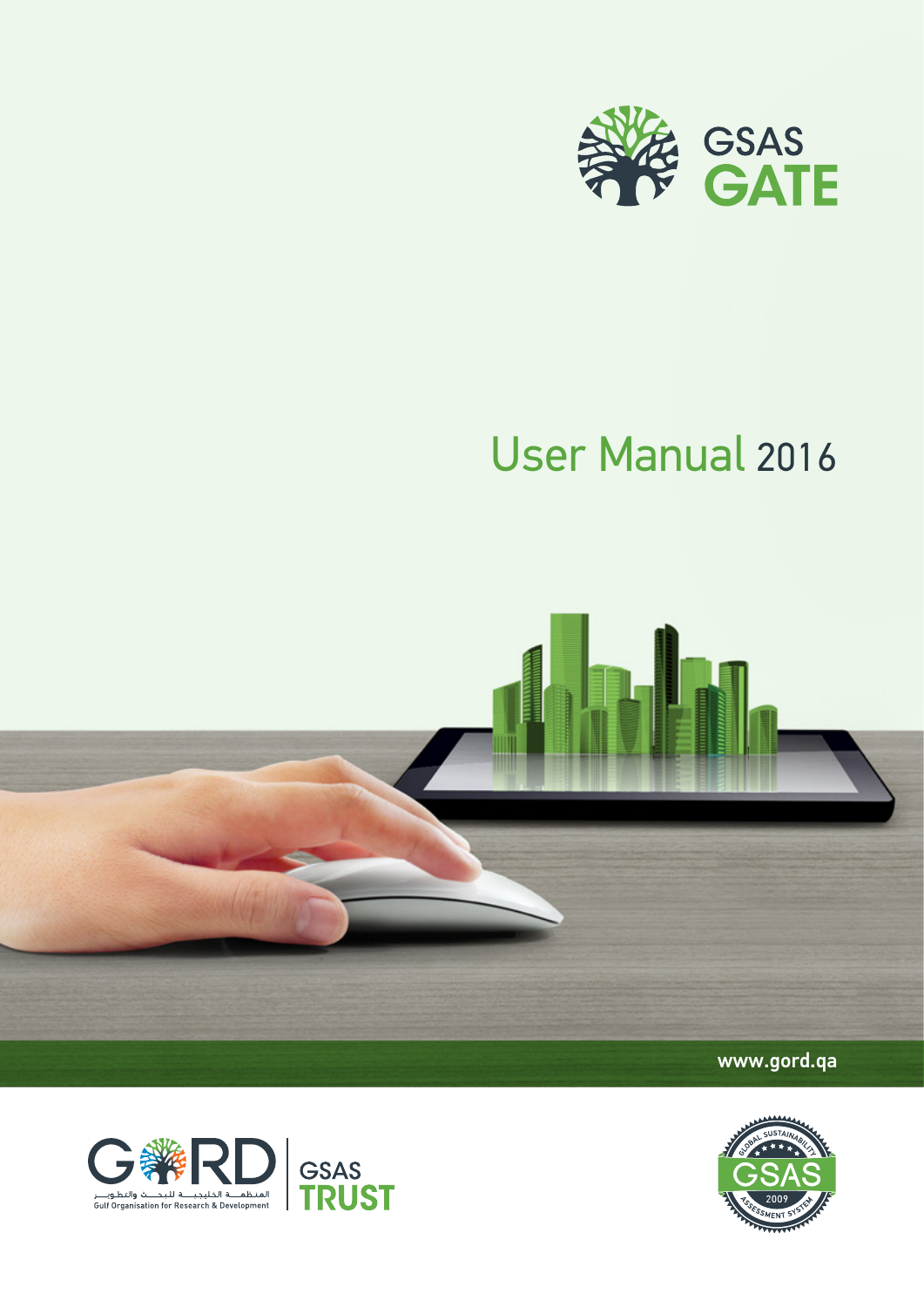# GSAS GATE

## User Manual 2016

www.gord.qa

المنظمة الخليجية للبحث والتطوير
Gulf Organisation for Research & Development

GSAS TRUST

GLOBAL SUSTAINABILITY ASSESSMENT SYSTEM
GSAS
2009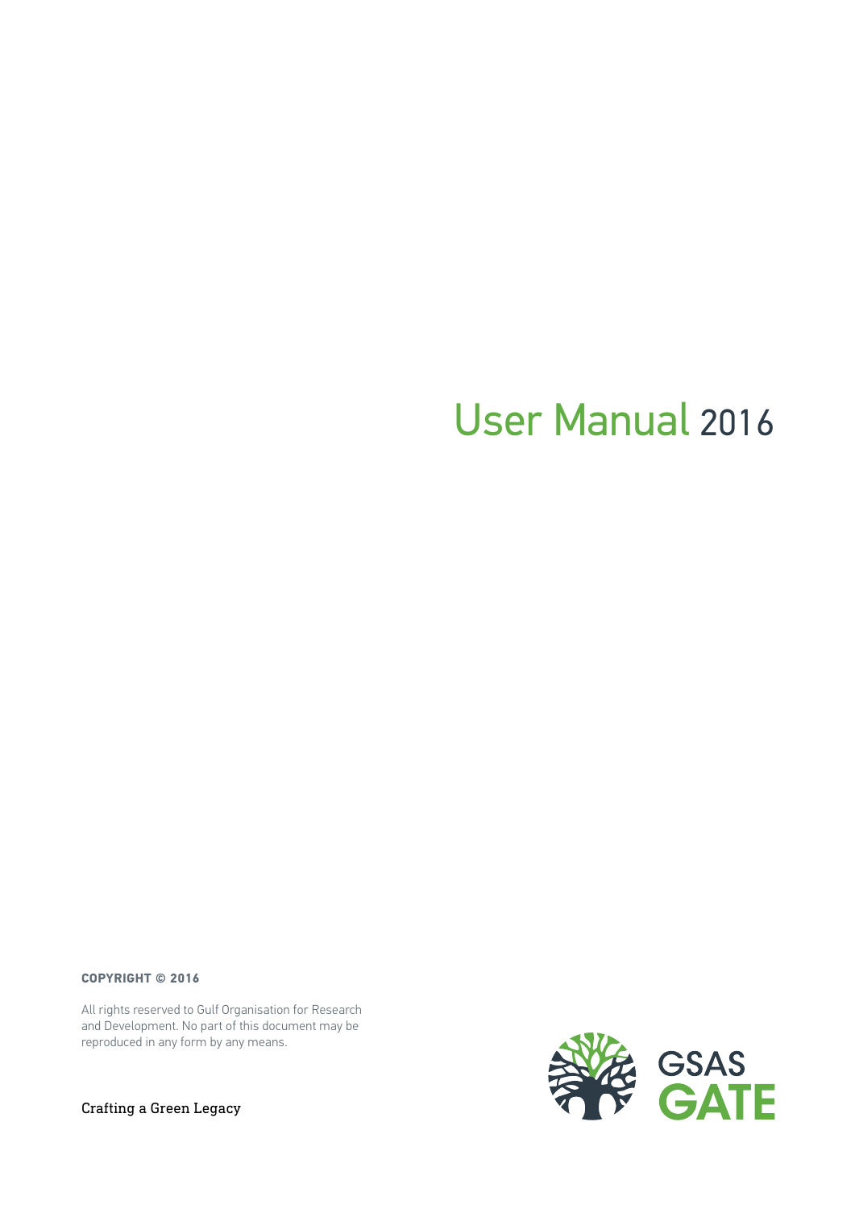# User Manual 2016

**COPYRIGHT © 2016**

All rights reserved to Gulf Organisation for Research and Development. No part of this document may be reproduced in any form by any means.

Crafting a Green Legacy

GSAS GATE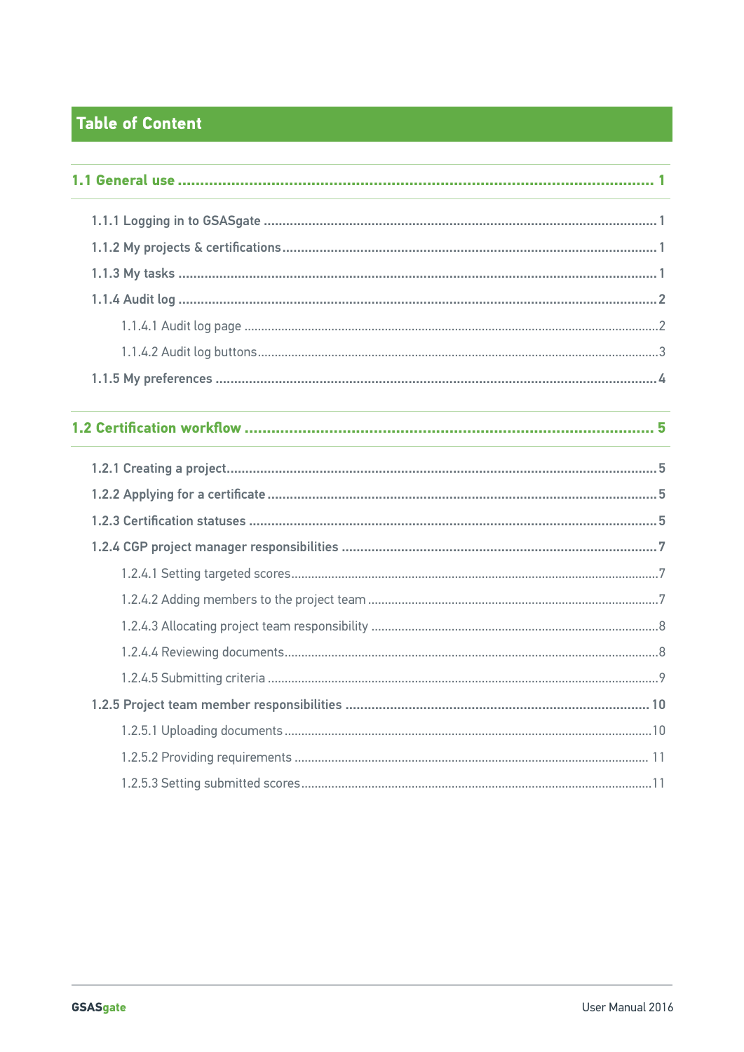# Table of Content

**1.1 General use ........................................................................................ 1**

- **1.1.1 Logging in to GSASgate ........................................................ 1**
- **1.1.2 My projects & certifications .................................................. 1**
- **1.1.3 My tasks ................................................................................ 1**
- **1.1.4 Audit log ................................................................................ 2**
  - 1.1.4.1 Audit log page ........................................................................ 2
  - 1.1.4.2 Audit log buttons ..................................................................... 3
- **1.1.5 My preferences ..................................................................... 4**

**1.2 Certification workflow ............................................................................ 5**

- **1.2.1 Creating a project .................................................................... 5**
- **1.2.2 Applying for a certificate ......................................................... 5**
- **1.2.3 Certification statuses .............................................................. 5**
- **1.2.4 CGP project manager responsibilities ...................................... 7**
  - 1.2.4.1 Setting targeted scores ............................................................ 7
  - 1.2.4.2 Adding members to the project team ........................................ 7
  - 1.2.4.3 Allocating project team responsibility ....................................... 8
  - 1.2.4.4 Reviewing documents .............................................................. 8
  - 1.2.4.5 Submitting criteria ................................................................... 9
- **1.2.5 Project team member responsibilities ..................................... 10**
  - 1.2.5.1 Uploading documents ............................................................ 10
  - 1.2.5.2 Providing requirements .......................................................... 11
  - 1.2.5.3 Setting submitted scores ........................................................ 11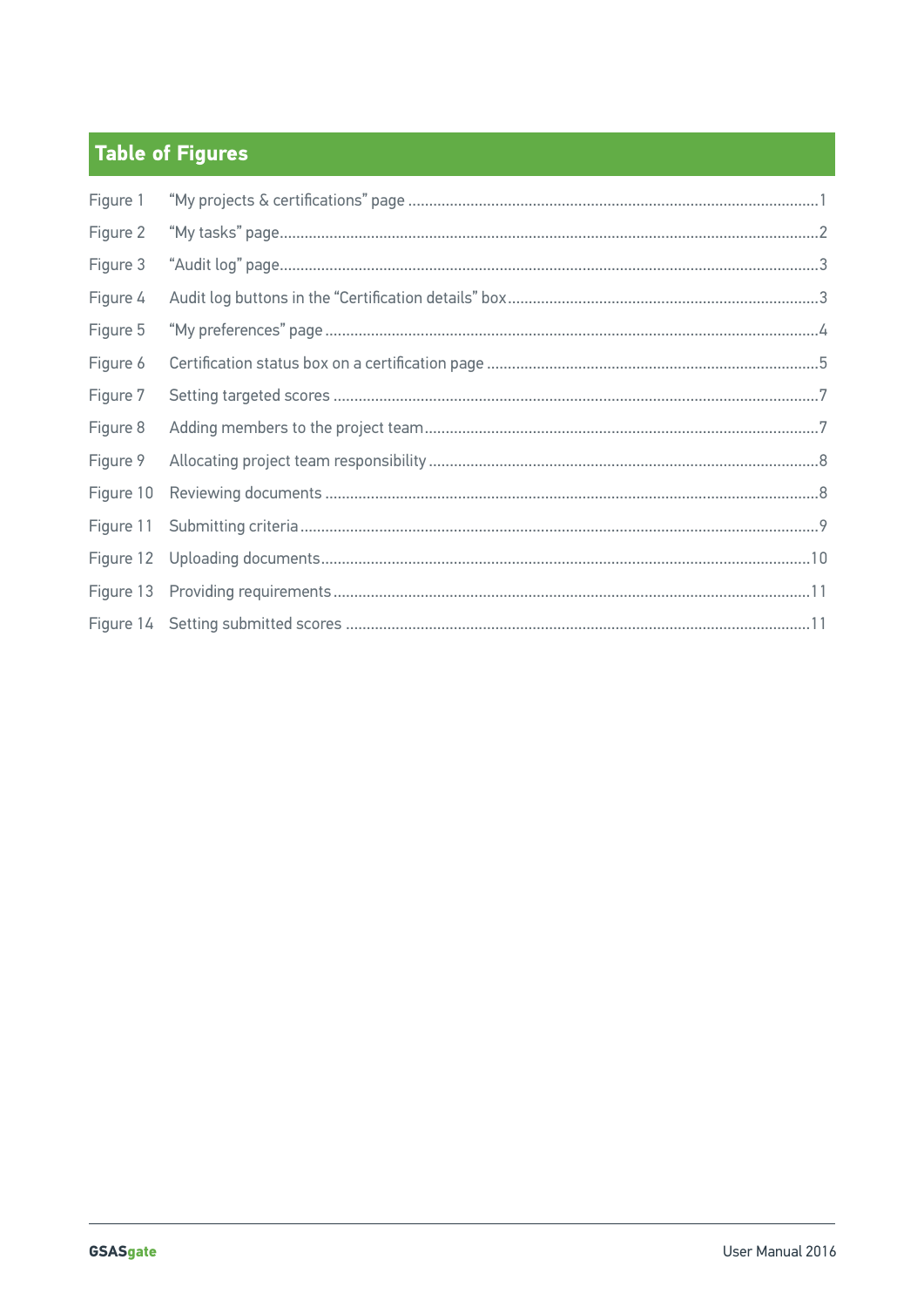## Table of Figures

Figure 1 "My projects & certifications" page ..................................................1

Figure 2 "My tasks" page..................................................2

Figure 3 "Audit log" page..................................................3

Figure 4 Audit log buttons in the "Certification details" box..................................................3

Figure 5 "My preferences" page ..................................................4

Figure 6 Certification status box on a certification page ..................................................5

Figure 7 Setting targeted scores ..................................................7

Figure 8 Adding members to the project team..................................................7

Figure 9 Allocating project team responsibility..................................................8

Figure 10 Reviewing documents ..................................................8

Figure 11 Submitting criteria..................................................9

Figure 12 Uploading documents..................................................10

Figure 13 Providing requirements..................................................11

Figure 14 Setting submitted scores ..................................................11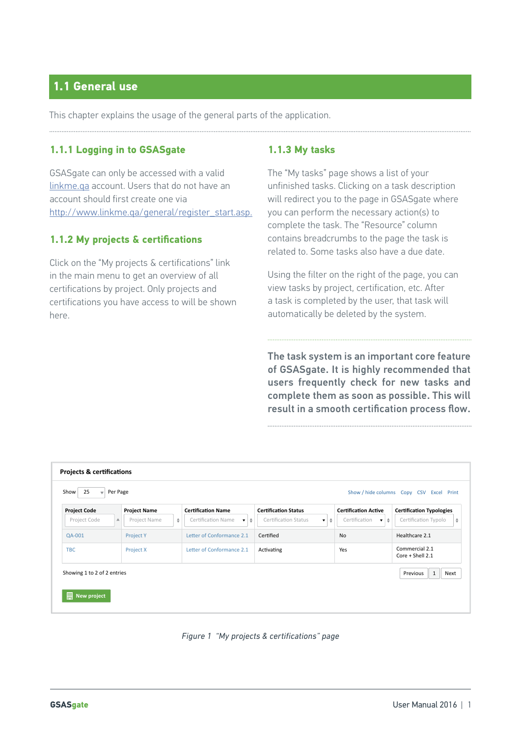## 1.1 General use

This chapter explains the usage of the general parts of the application.

### 1.1.1 Logging in to GSASgate

GSASgate can only be accessed with a valid linkme.qa account. Users that do not have an account should first create one via http://www.linkme.qa/general/register_start.asp.

### 1.1.2 My projects & certifications

Click on the "My projects & certifications" link in the main menu to get an overview of all certifications by project. Only projects and certifications you have access to will be shown here.

### 1.1.3 My tasks

The "My tasks" page shows a list of your unfinished tasks. Clicking on a task description will redirect you to the page in GSASgate where you can perform the necessary action(s) to complete the task. The "Resource" column contains breadcrumbs to the page the task is related to. Some tasks also have a due date.

Using the filter on the right of the page, you can view tasks by project, certification, etc. After a task is completed by the user, that task will automatically be deleted by the system.

**The task system is an important core feature of GSASgate. It is highly recommended that users frequently check for new tasks and complete them as soon as possible. This will result in a smooth certification process flow.**

**Projects & certifications**

Show 25 Per Page — Show / hide columns Copy CSV Excel Print

| Project Code | Project Name | Certification Name | Certification Status | Certification Active | Certification Typologies |
|---|---|---|---|---|---|
| QA-001 | Project Y | Letter of Conformance 2.1 | Certified | No | Healthcare 2.1 |
| TBC | Project X | Letter of Conformance 2.1 | Activating | Yes | Commercial 2.1<br>Core + Shell 2.1 |

Showing 1 to 2 of 2 entries — Previous 1 Next

New project

*Figure 1 "My projects & certifications" page*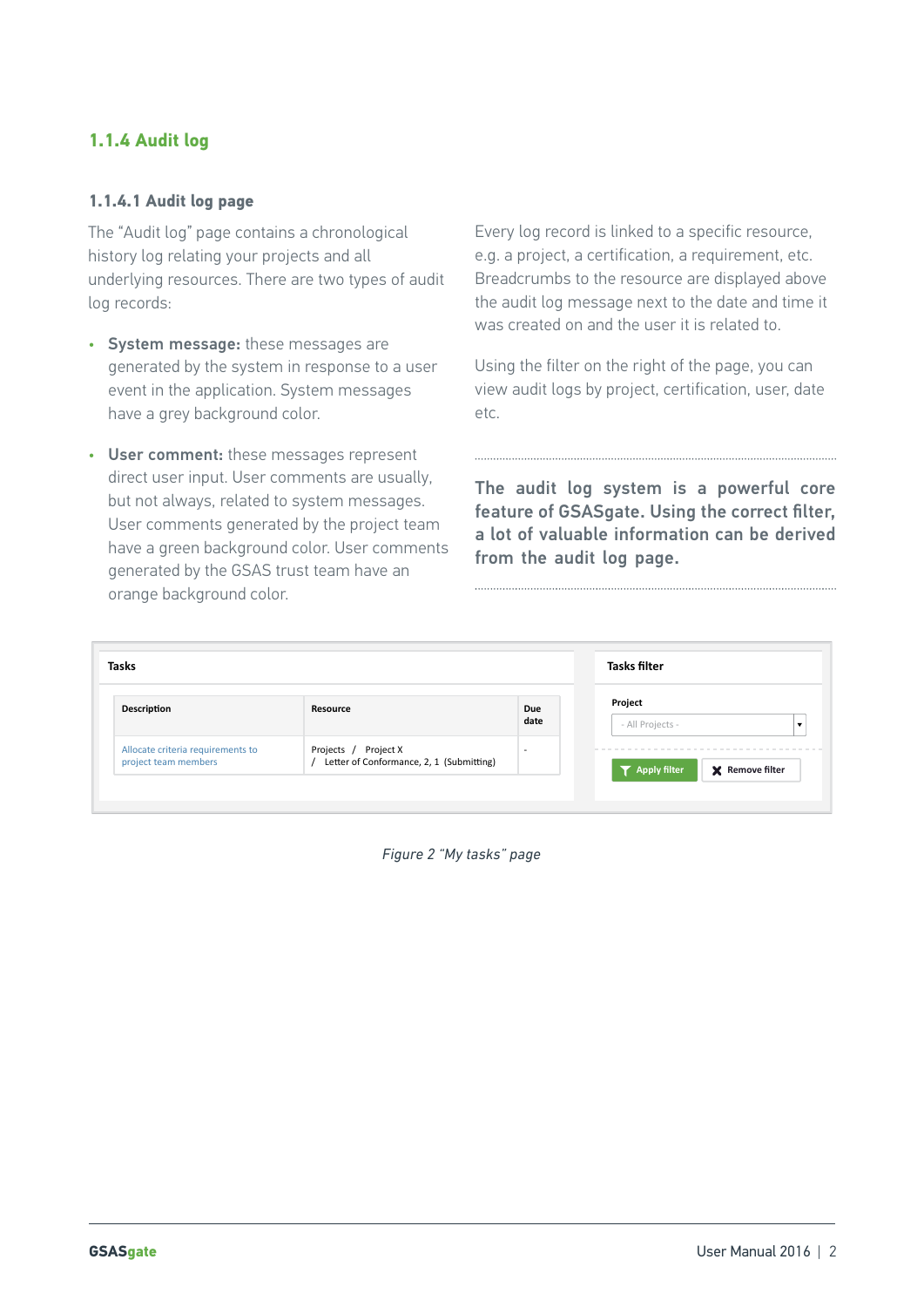## 1.1.4 Audit log

### 1.1.4.1 Audit log page

The "Audit log" page contains a chronological history log relating your projects and all underlying resources. There are two types of audit log records:

- **System message:** these messages are generated by the system in response to a user event in the application. System messages have a grey background color.
- **User comment:** these messages represent direct user input. User comments are usually, but not always, related to system messages. User comments generated by the project team have a green background color. User comments generated by the GSAS trust team have an orange background color.

Every log record is linked to a specific resource, e.g. a project, a certification, a requirement, etc. Breadcrumbs to the resource are displayed above the audit log message next to the date and time it was created on and the user it is related to.

Using the filter on the right of the page, you can view audit logs by project, certification, user, date etc.

**The audit log system is a powerful core feature of GSASgate. Using the correct filter, a lot of valuable information can be derived from the audit log page.**

**Tasks**

| Description | Resource | Due date |
|---|---|---|
| Allocate criteria requirements to project team members | Projects / Project X / Letter of Conformance, 2, 1 (Submitting) | - |

**Tasks filter**

Project: - All Projects -

Apply filter | Remove filter

*Figure 2 "My tasks" page*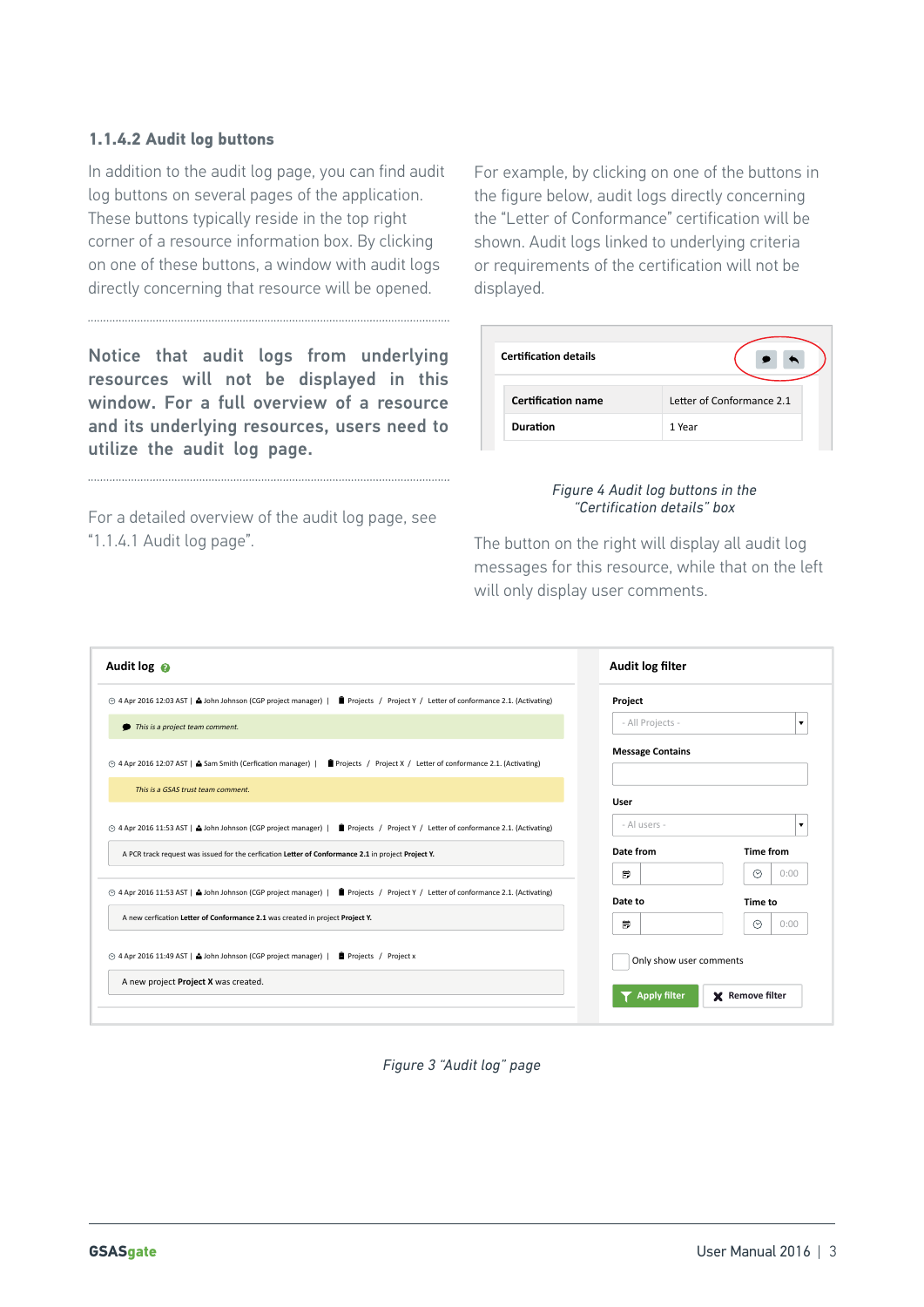### 1.1.4.2 Audit log buttons

In addition to the audit log page, you can find audit log buttons on several pages of the application. These buttons typically reside in the top right corner of a resource information box. By clicking on one of these buttons, a window with audit logs directly concerning that resource will be opened.

**Notice that audit logs from underlying resources will not be displayed in this window. For a full overview of a resource and its underlying resources, users need to utilize the audit log page.**

For a detailed overview of the audit log page, see "1.1.4.1 Audit log page".

For example, by clicking on one of the buttons in the figure below, audit logs directly concerning the "Letter of Conformance" certification will be shown. Audit logs linked to underlying criteria or requirements of the certification will not be displayed.

*Figure 4 Audit log buttons in the "Certification details" box*

The button on the right will display all audit log messages for this resource, while that on the left will only display user comments.

*Figure 3 "Audit log" page*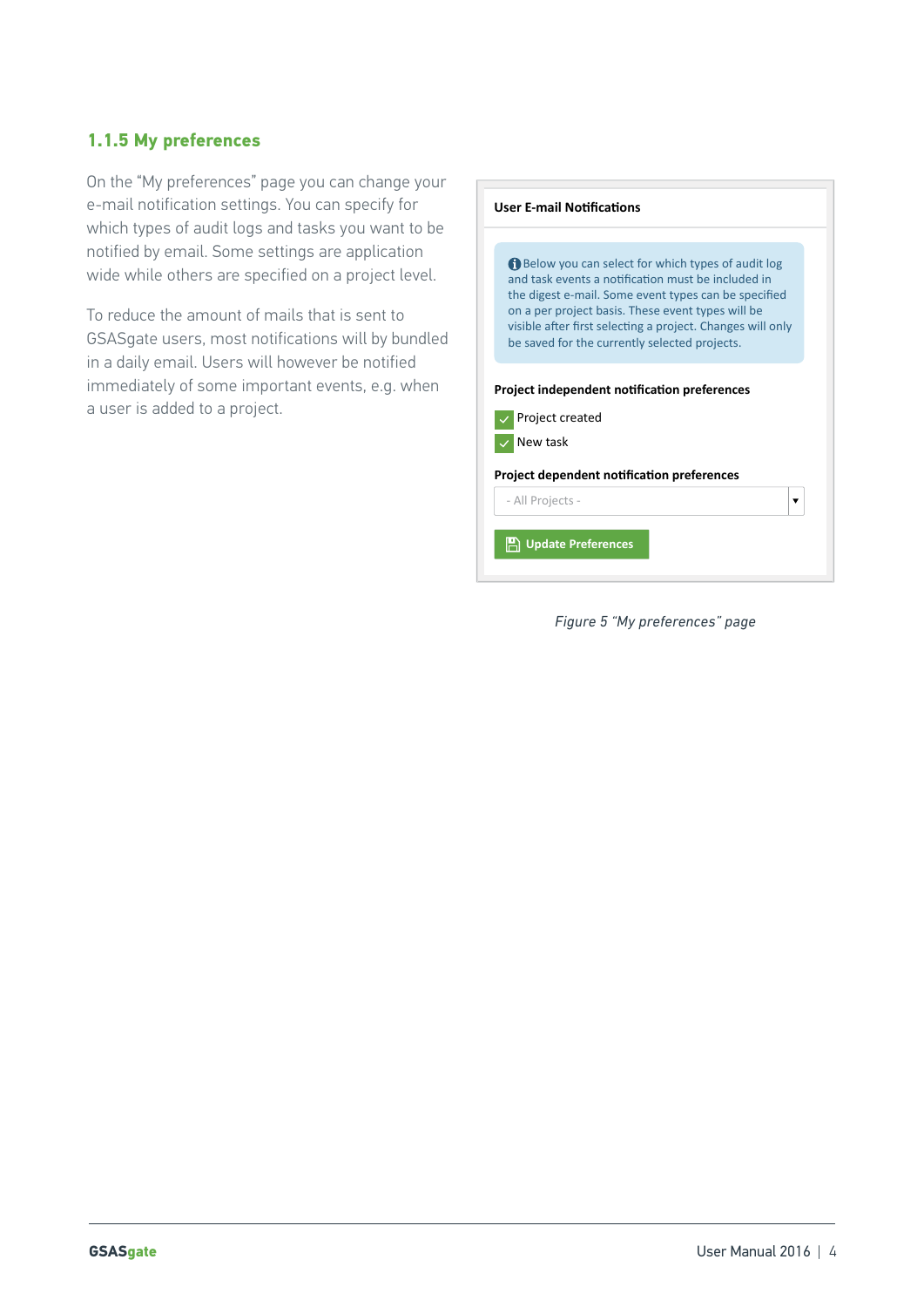### 1.1.5 My preferences

On the "My preferences" page you can change your e-mail notification settings. You can specify for which types of audit logs and tasks you want to be notified by email. Some settings are application wide while others are specified on a project level.

To reduce the amount of mails that is sent to GSASgate users, most notifications will by bundled in a daily email. Users will however be notified immediately of some important events, e.g. when a user is added to a project.

**User E-mail Notifications**

Below you can select for which types of audit log and task events a notification must be included in the digest e-mail. Some event types can be specified on a per project basis. These event types will be visible after first selecting a project. Changes will only be saved for the currently selected projects.

**Project independent notification preferences**

- [x] Project created
- [x] New task

**Project dependent notification preferences**

- All Projects -

Update Preferences

*Figure 5 "My preferences" page*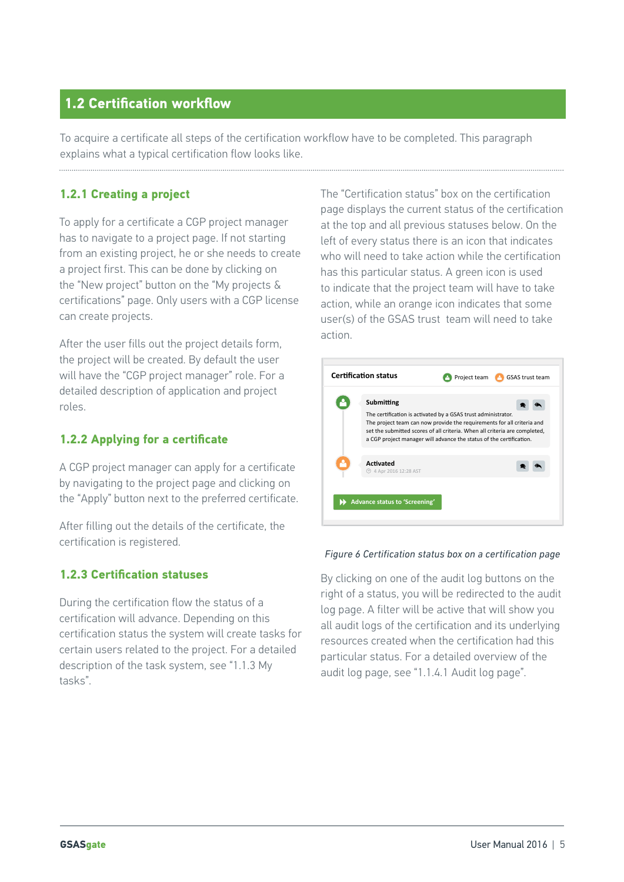## 1.2 Certification workflow

To acquire a certificate all steps of the certification workflow have to be completed. This paragraph explains what a typical certification flow looks like.

### 1.2.1 Creating a project

To apply for a certificate a CGP project manager has to navigate to a project page. If not starting from an existing project, he or she needs to create a project first. This can be done by clicking on the "New project" button on the "My projects & certifications" page. Only users with a CGP license can create projects.

After the user fills out the project details form, the project will be created. By default the user will have the "CGP project manager" role. For a detailed description of application and project roles.

### 1.2.2 Applying for a certificate

A CGP project manager can apply for a certificate by navigating to the project page and clicking on the "Apply" button next to the preferred certificate.

After filling out the details of the certificate, the certification is registered.

### 1.2.3 Certification statuses

During the certification flow the status of a certification will advance. Depending on this certification status the system will create tasks for certain users related to the project. For a detailed description of the task system, see "1.1.3 My tasks".

The "Certification status" box on the certification page displays the current status of the certification at the top and all previous statuses below. On the left of every status there is an icon that indicates who will need to take action while the certification has this particular status. A green icon is used to indicate that the project team will have to take action, while an orange icon indicates that some user(s) of the GSAS trust team will need to take action.

*Figure 6 Certification status box on a certification page*

By clicking on one of the audit log buttons on the right of a status, you will be redirected to the audit log page. A filter will be active that will show you all audit logs of the certification and its underlying resources created when the certification had this particular status. For a detailed overview of the audit log page, see "1.1.4.1 Audit log page".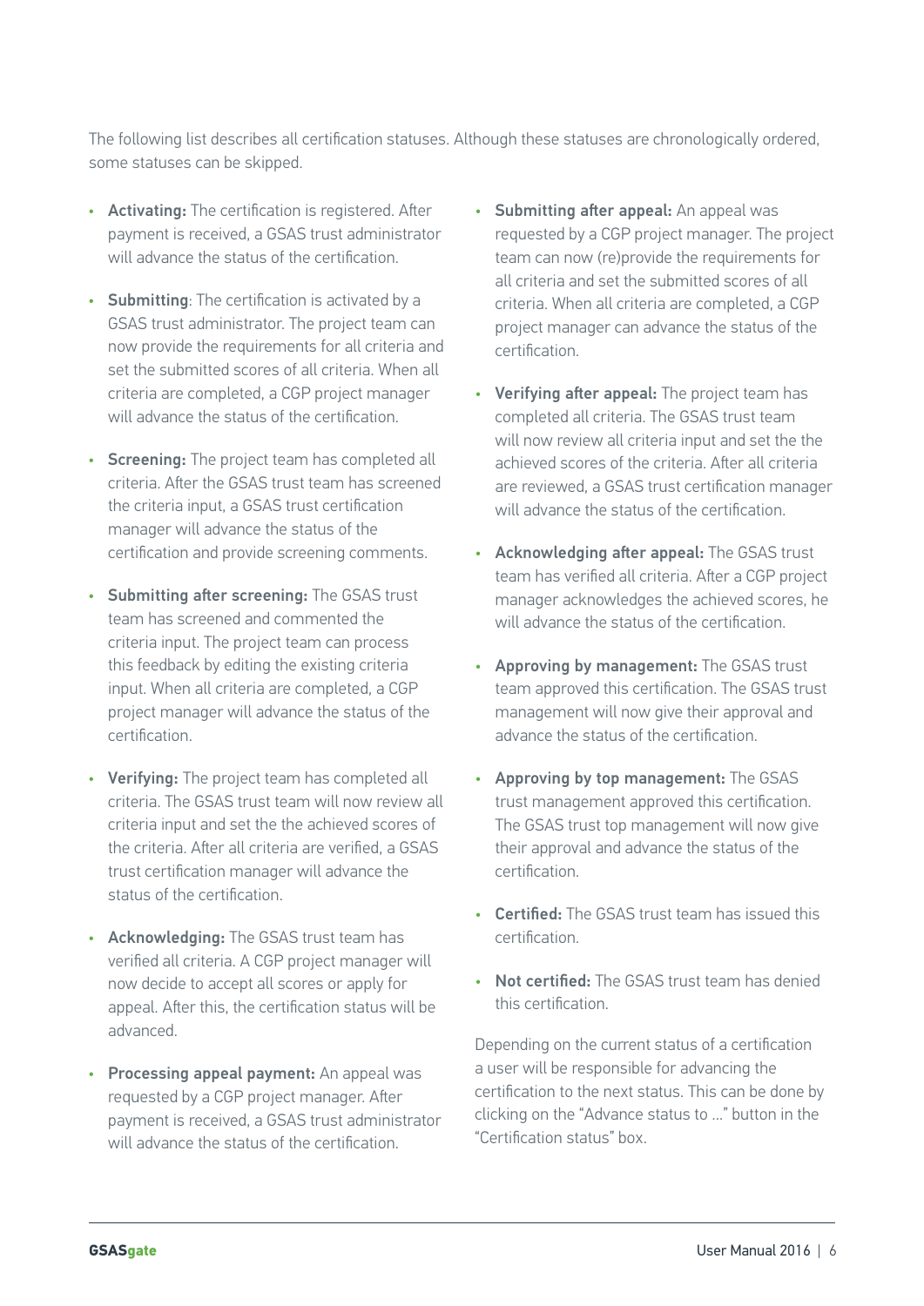The following list describes all certification statuses. Although these statuses are chronologically ordered, some statuses can be skipped.

- **Activating:** The certification is registered. After payment is received, a GSAS trust administrator will advance the status of the certification.
- **Submitting**: The certification is activated by a GSAS trust administrator. The project team can now provide the requirements for all criteria and set the submitted scores of all criteria. When all criteria are completed, a CGP project manager will advance the status of the certification.
- **Screening:** The project team has completed all criteria. After the GSAS trust team has screened the criteria input, a GSAS trust certification manager will advance the status of the certification and provide screening comments.
- **Submitting after screening:** The GSAS trust team has screened and commented the criteria input. The project team can process this feedback by editing the existing criteria input. When all criteria are completed, a CGP project manager will advance the status of the certification.
- **Verifying:** The project team has completed all criteria. The GSAS trust team will now review all criteria input and set the the achieved scores of the criteria. After all criteria are verified, a GSAS trust certification manager will advance the status of the certification.
- **Acknowledging:** The GSAS trust team has verified all criteria. A CGP project manager will now decide to accept all scores or apply for appeal. After this, the certification status will be advanced.
- **Processing appeal payment:** An appeal was requested by a CGP project manager. After payment is received, a GSAS trust administrator will advance the status of the certification.
- **Submitting after appeal:** An appeal was requested by a CGP project manager. The project team can now (re)provide the requirements for all criteria and set the submitted scores of all criteria. When all criteria are completed, a CGP project manager can advance the status of the certification.
- **Verifying after appeal:** The project team has completed all criteria. The GSAS trust team will now review all criteria input and set the the achieved scores of the criteria. After all criteria are reviewed, a GSAS trust certification manager will advance the status of the certification.
- **Acknowledging after appeal:** The GSAS trust team has verified all criteria. After a CGP project manager acknowledges the achieved scores, he will advance the status of the certification.
- **Approving by management:** The GSAS trust team approved this certification. The GSAS trust management will now give their approval and advance the status of the certification.
- **Approving by top management:** The GSAS trust management approved this certification. The GSAS trust top management will now give their approval and advance the status of the certification.
- **Certified:** The GSAS trust team has issued this certification.
- **Not certified:** The GSAS trust team has denied this certification.

Depending on the current status of a certification a user will be responsible for advancing the certification to the next status. This can be done by clicking on the "Advance status to ..." button in the "Certification status" box.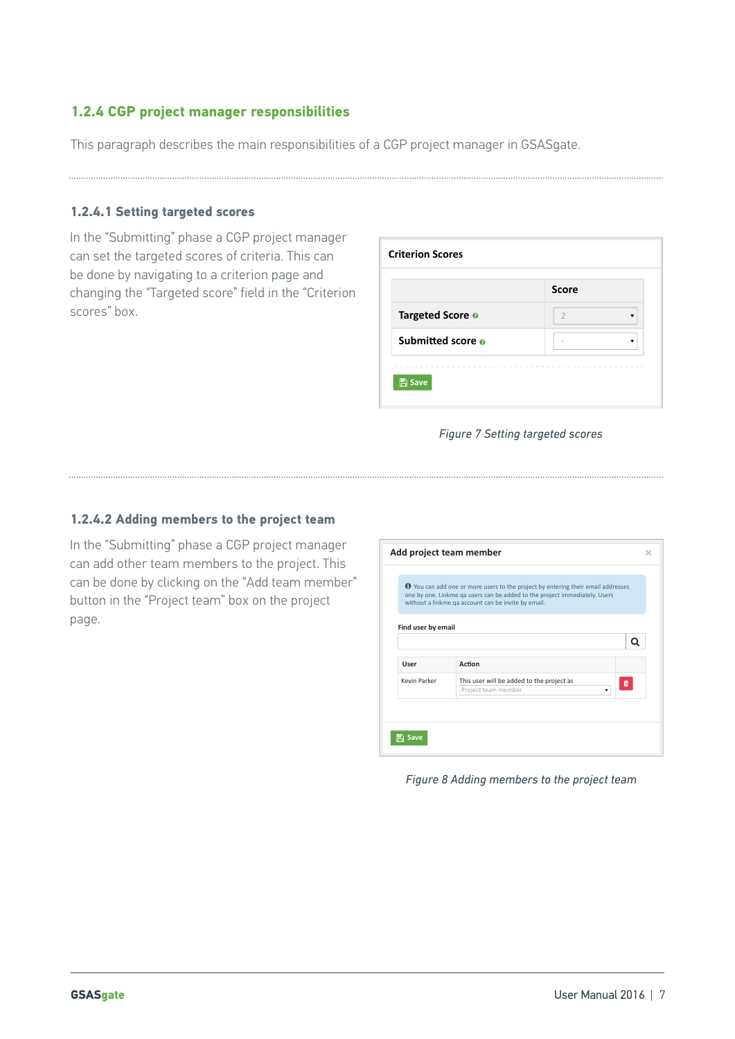### 1.2.4 CGP project manager responsibilities

This paragraph describes the main responsibilities of a CGP project manager in GSASgate.

#### 1.2.4.1 Setting targeted scores

In the “Submitting” phase a CGP project manager can set the targeted scores of criteria. This can be done by navigating to a criterion page and changing the “Targeted score” field in the “Criterion scores” box.

*Figure 7 Setting targeted scores*

#### 1.2.4.2 Adding members to the project team

In the “Submitting” phase a CGP project manager can add other team members to the project. This can be done by clicking on the “Add team member” button in the “Project team” box on the project page.

*Figure 8 Adding members to the project team*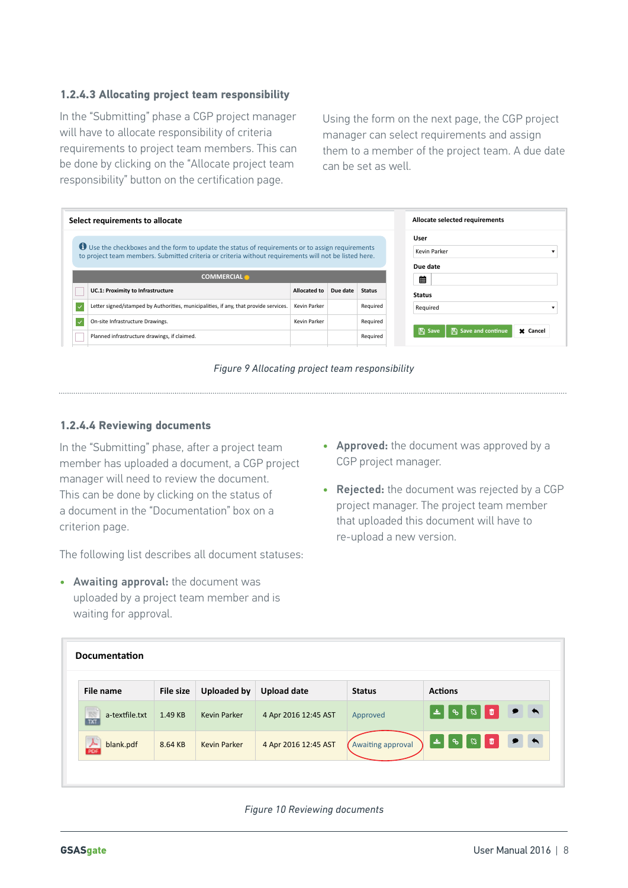### 1.2.4.3 Allocating project team responsibility

In the "Submitting" phase a CGP project manager will have to allocate responsibility of criteria requirements to project team members. This can be done by clicking on the "Allocate project team responsibility" button on the certification page.

Using the form on the next page, the CGP project manager can select requirements and assign them to a member of the project team. A due date can be set as well.

*Figure 9 Allocating project team responsibility*

### 1.2.4.4 Reviewing documents

In the "Submitting" phase, after a project team member has uploaded a document, a CGP project manager will need to review the document. This can be done by clicking on the status of a document in the "Documentation" box on a criterion page.

The following list describes all document statuses:

- **Awaiting approval:** the document was uploaded by a project team member and is waiting for approval.
- **Approved:** the document was approved by a CGP project manager.
- **Rejected:** the document was rejected by a CGP project manager. The project team member that uploaded this document will have to re-upload a new version.

*Figure 10 Reviewing documents*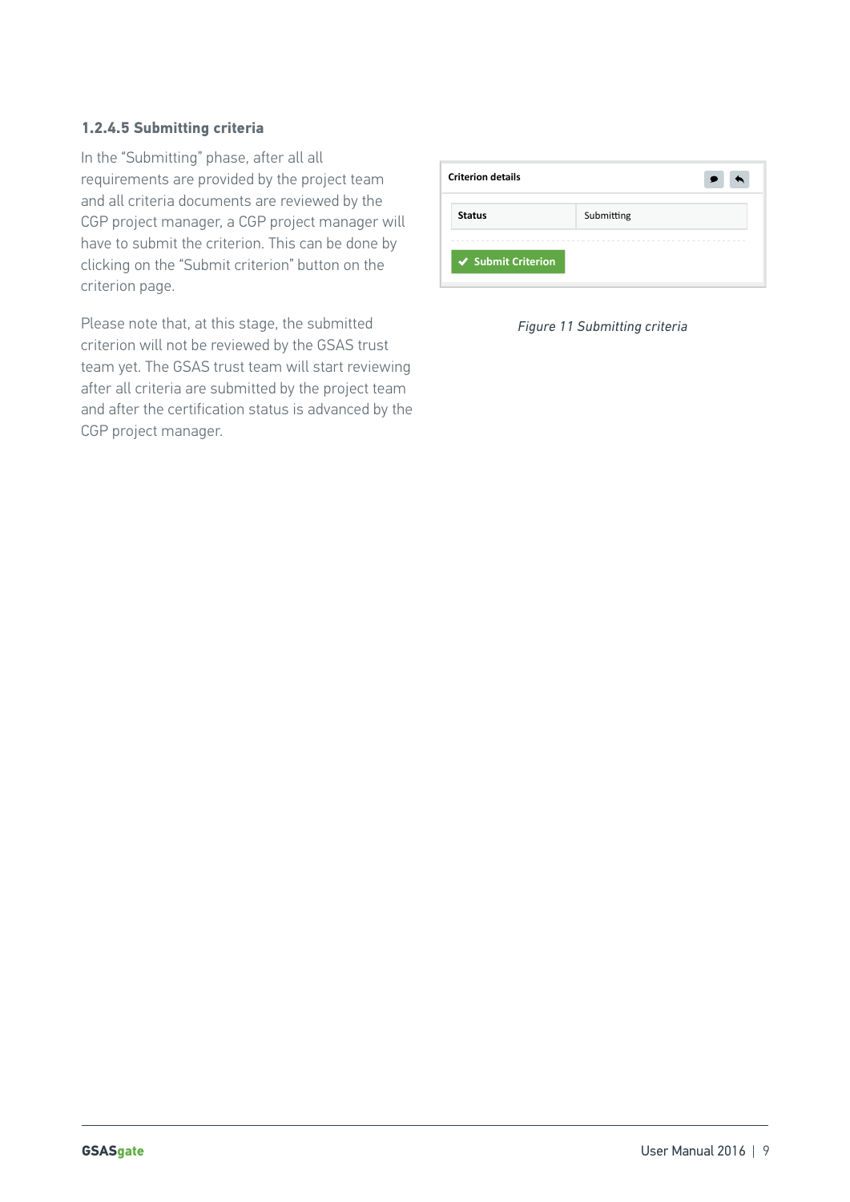#### 1.2.4.5 Submitting criteria

In the “Submitting” phase, after all all requirements are provided by the project team and all criteria documents are reviewed by the CGP project manager, a CGP project manager will have to submit the criterion. This can be done by clicking on the “Submit criterion” button on the criterion page.

Please note that, at this stage, the submitted criterion will not be reviewed by the GSAS trust team yet. The GSAS trust team will start reviewing after all criteria are submitted by the project team and after the certification status is advanced by the CGP project manager.

*Figure 11 Submitting criteria*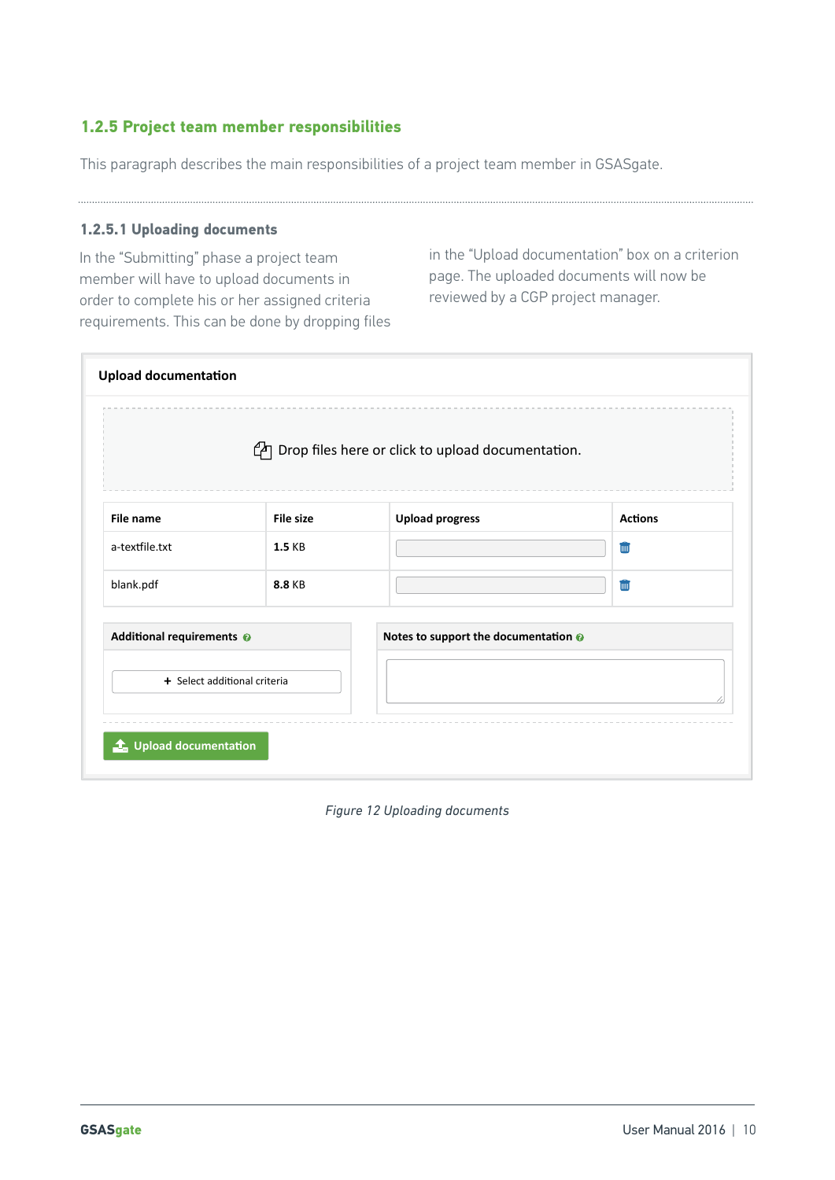### 1.2.5 Project team member responsibilities

This paragraph describes the main responsibilities of a project team member in GSASgate.

#### 1.2.5.1 Uploading documents

In the "Submitting" phase a project team member will have to upload documents in order to complete his or her assigned criteria requirements. This can be done by dropping files in the "Upload documentation" box on a criterion page. The uploaded documents will now be reviewed by a CGP project manager.

**Upload documentation**

Drop files here or click to upload documentation.

| File name | File size | Upload progress | Actions |
| --- | --- | --- | --- |
| a-textfile.txt | **1.5** KB | | |
| blank.pdf | **8.8** KB | | |

**Additional requirements**

+ Select additional criteria

**Notes to support the documentation**

Upload documentation

*Figure 12 Uploading documents*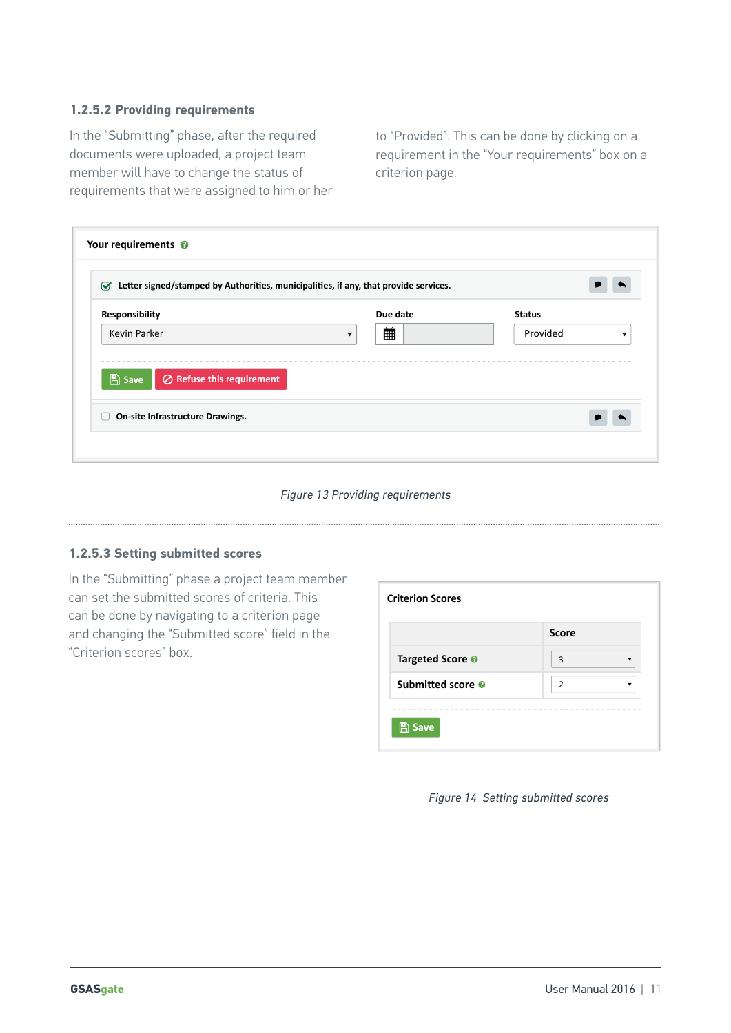### 1.2.5.2 Providing requirements

In the “Submitting” phase, after the required documents were uploaded, a project team member will have to change the status of requirements that were assigned to him or her to “Provided”. This can be done by clicking on a requirement in the “Your requirements” box on a criterion page.

Figure 13 Providing requirements

### 1.2.5.3 Setting submitted scores

In the “Submitting” phase a project team member can set the submitted scores of criteria. This can be done by navigating to a criterion page and changing the “Submitted score” field in the “Criterion scores” box.

Figure 14 Setting submitted scores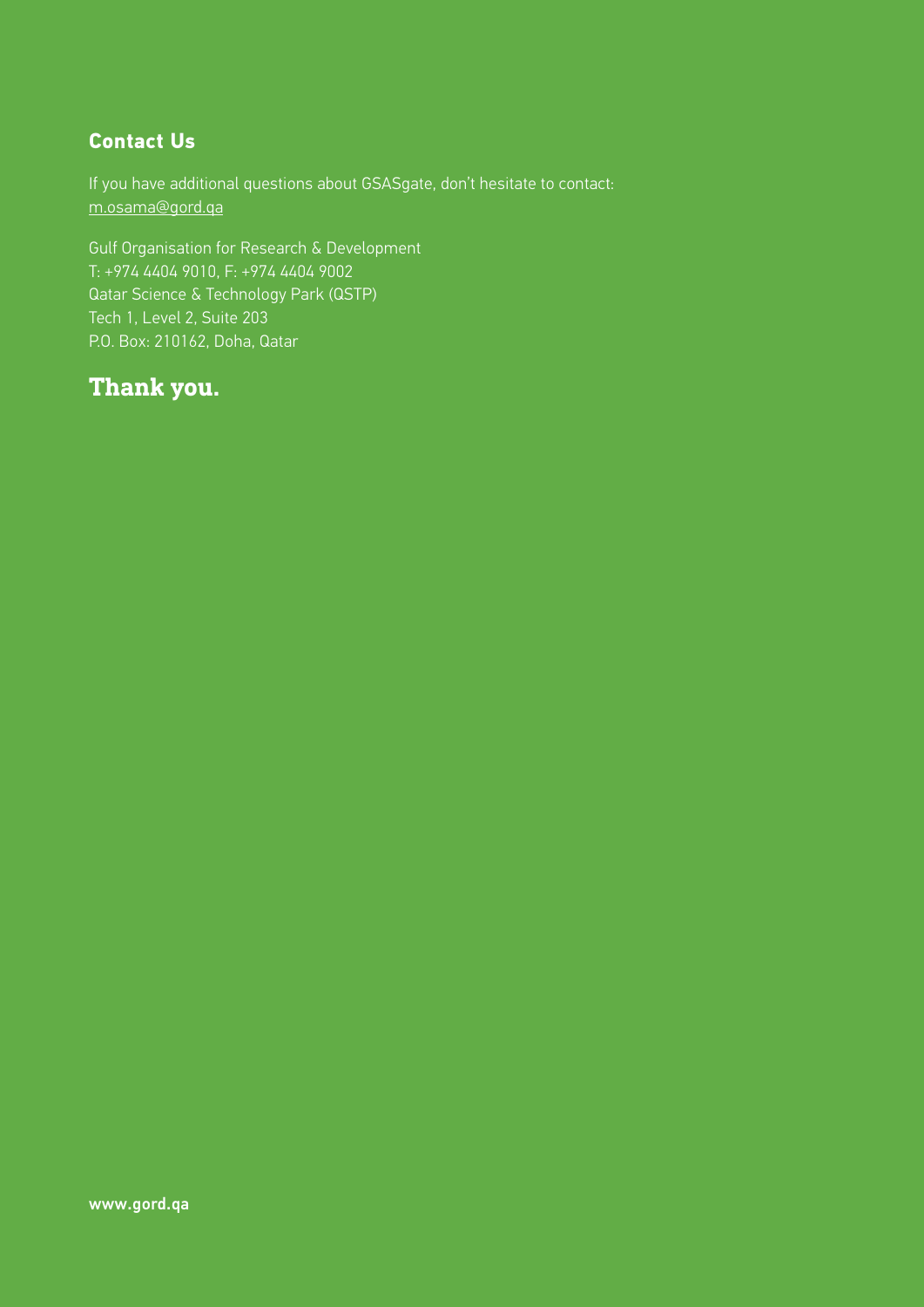## Contact Us

If you have additional questions about GSASgate, don't hesitate to contact:
m.osama@gord.qa

Gulf Organisation for Research & Development
T: +974 4404 9010, F: +974 4404 9002
Qatar Science & Technology Park (QSTP)
Tech 1, Level 2, Suite 203
P.O. Box: 210162, Doha, Qatar

## Thank you.

**www.gord.qa**